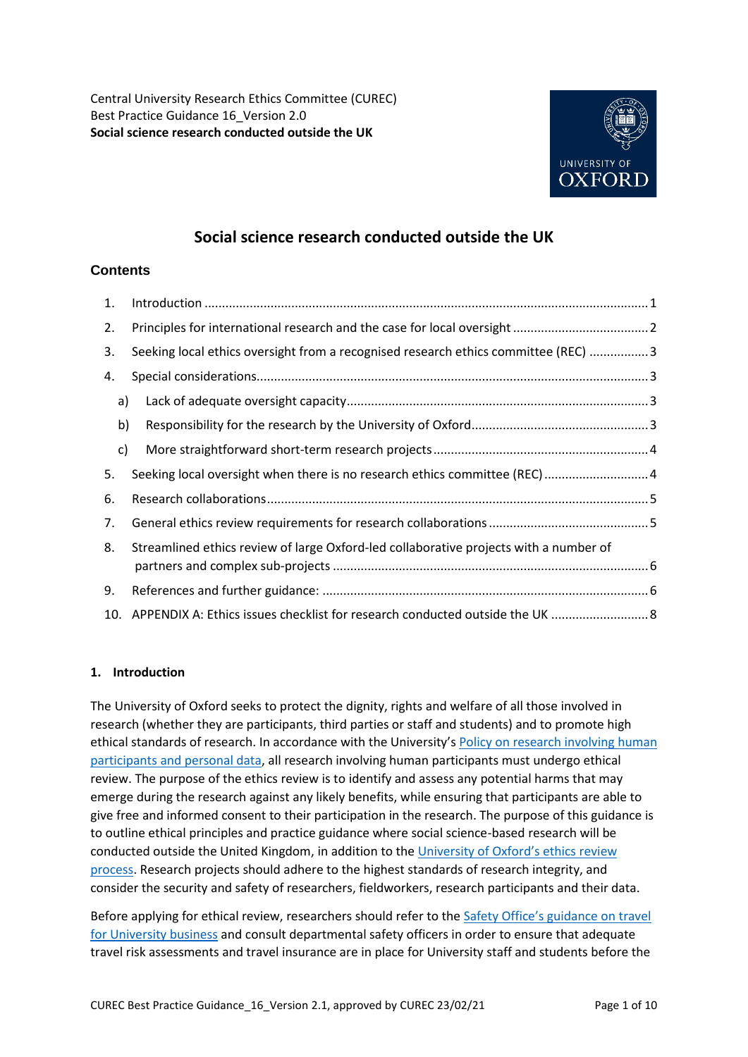Central University Research Ethics Committee (CUREC)
Best Practice Guidance 16_Version 2.0
**Social science research conducted outside the UK**

# Social science research conducted outside the UK

## Contents

1. Introduction ........ 1
2. Principles for international research and the case for local oversight ........ 2
3. Seeking local ethics oversight from a recognised research ethics committee (REC) ........ 3
4. Special considerations ........ 3
   a) Lack of adequate oversight capacity ........ 3
   b) Responsibility for the research by the University of Oxford ........ 3
   c) More straightforward short-term research projects ........ 4
5. Seeking local oversight when there is no research ethics committee (REC) ........ 4
6. Research collaborations ........ 5
7. General ethics review requirements for research collaborations ........ 5
8. Streamlined ethics review of large Oxford-led collaborative projects with a number of partners and complex sub-projects ........ 6
9. References and further guidance: ........ 6
10. APPENDIX A: Ethics issues checklist for research conducted outside the UK ........ 8

### 1. Introduction

The University of Oxford seeks to protect the dignity, rights and welfare of all those involved in research (whether they are participants, third parties or staff and students) and to promote high ethical standards of research. In accordance with the University's Policy on research involving human participants and personal data, all research involving human participants must undergo ethical review. The purpose of the ethics review is to identify and assess any potential harms that may emerge during the research against any likely benefits, while ensuring that participants are able to give free and informed consent to their participation in the research. The purpose of this guidance is to outline ethical principles and practice guidance where social science-based research will be conducted outside the United Kingdom, in addition to the University of Oxford's ethics review process. Research projects should adhere to the highest standards of research integrity, and consider the security and safety of researchers, fieldworkers, research participants and their data.

Before applying for ethical review, researchers should refer to the Safety Office's guidance on travel for University business and consult departmental safety officers in order to ensure that adequate travel risk assessments and travel insurance are in place for University staff and students before the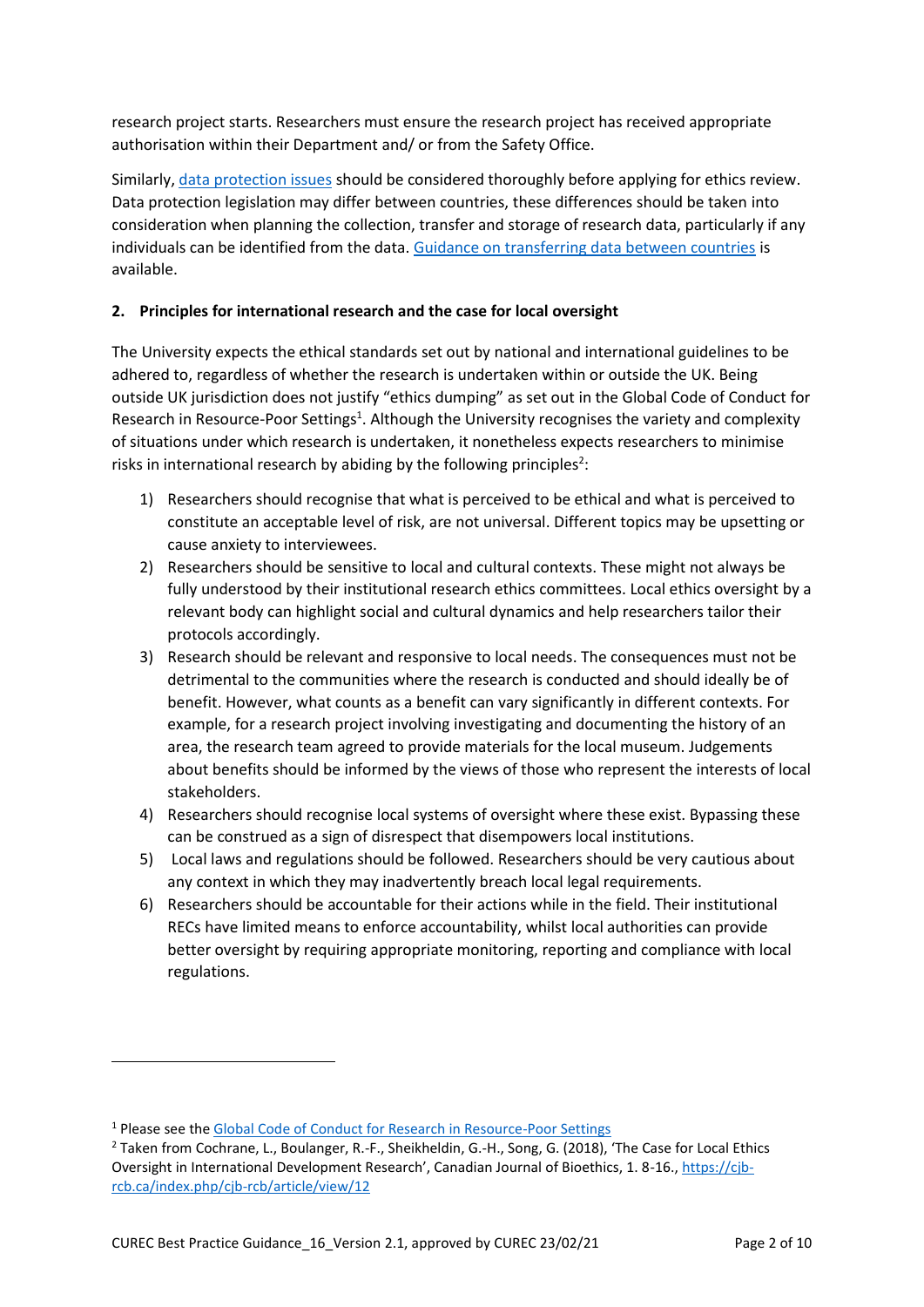research project starts. Researchers must ensure the research project has received appropriate authorisation within their Department and/ or from the Safety Office.

Similarly, [data protection issues]() should be considered thoroughly before applying for ethics review. Data protection legislation may differ between countries, these differences should be taken into consideration when planning the collection, transfer and storage of research data, particularly if any individuals can be identified from the data. [Guidance on transferring data between countries]() is available.

## 2. Principles for international research and the case for local oversight

The University expects the ethical standards set out by national and international guidelines to be adhered to, regardless of whether the research is undertaken within or outside the UK. Being outside UK jurisdiction does not justify "ethics dumping" as set out in the Global Code of Conduct for Research in Resource-Poor Settings[1]. Although the University recognises the variety and complexity of situations under which research is undertaken, it nonetheless expects researchers to minimise risks in international research by abiding by the following principles[2]:

1) Researchers should recognise that what is perceived to be ethical and what is perceived to constitute an acceptable level of risk, are not universal. Different topics may be upsetting or cause anxiety to interviewees.
2) Researchers should be sensitive to local and cultural contexts. These might not always be fully understood by their institutional research ethics committees. Local ethics oversight by a relevant body can highlight social and cultural dynamics and help researchers tailor their protocols accordingly.
3) Research should be relevant and responsive to local needs. The consequences must not be detrimental to the communities where the research is conducted and should ideally be of benefit. However, what counts as a benefit can vary significantly in different contexts. For example, for a research project involving investigating and documenting the history of an area, the research team agreed to provide materials for the local museum. Judgements about benefits should be informed by the views of those who represent the interests of local stakeholders.
4) Researchers should recognise local systems of oversight where these exist. Bypassing these can be construed as a sign of disrespect that disempowers local institutions.
5) Local laws and regulations should be followed. Researchers should be very cautious about any context in which they may inadvertently breach local legal requirements.
6) Researchers should be accountable for their actions while in the field. Their institutional RECs have limited means to enforce accountability, whilst local authorities can provide better oversight by requiring appropriate monitoring, reporting and compliance with local regulations.

---

[1] Please see the [Global Code of Conduct for Research in Resource-Poor Settings]()

[2] Taken from Cochrane, L., Boulanger, R.-F., Sheikheldin, G.-H., Song, G. (2018), 'The Case for Local Ethics Oversight in International Development Research', Canadian Journal of Bioethics, 1. 8-16., https://cjb-rcb.ca/index.php/cjb-rcb/article/view/12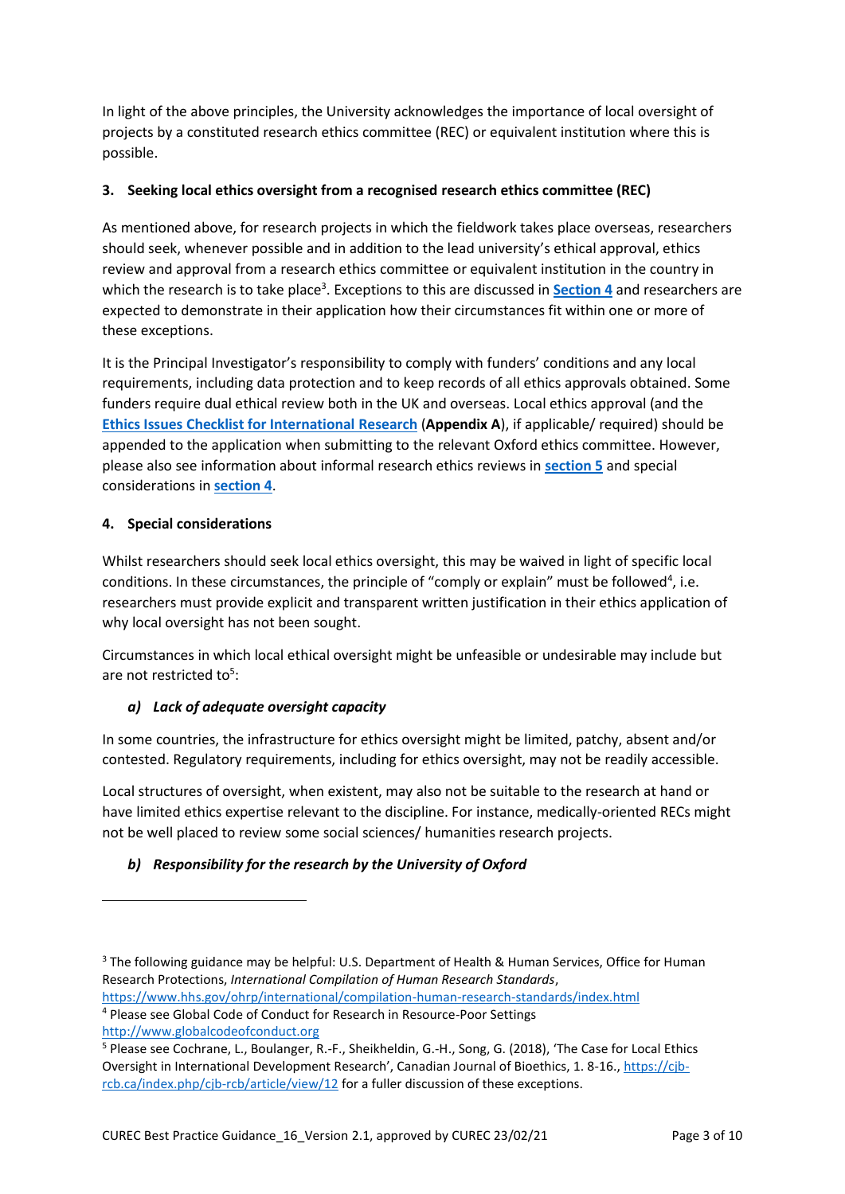In light of the above principles, the University acknowledges the importance of local oversight of projects by a constituted research ethics committee (REC) or equivalent institution where this is possible.

## 3. Seeking local ethics oversight from a recognised research ethics committee (REC)

As mentioned above, for research projects in which the fieldwork takes place overseas, researchers should seek, whenever possible and in addition to the lead university's ethical approval, ethics review and approval from a research ethics committee or equivalent institution in the country in which the research is to take place[3]. Exceptions to this are discussed in **Section 4** and researchers are expected to demonstrate in their application how their circumstances fit within one or more of these exceptions.

It is the Principal Investigator's responsibility to comply with funders' conditions and any local requirements, including data protection and to keep records of all ethics approvals obtained. Some funders require dual ethical review both in the UK and overseas. Local ethics approval (and the **Ethics Issues Checklist for International Research** (**Appendix A**), if applicable/ required) should be appended to the application when submitting to the relevant Oxford ethics committee. However, please also see information about informal research ethics reviews in **section 5** and special considerations in **section 4**.

## 4. Special considerations

Whilst researchers should seek local ethics oversight, this may be waived in light of specific local conditions. In these circumstances, the principle of "comply or explain" must be followed[4], i.e. researchers must provide explicit and transparent written justification in their ethics application of why local oversight has not been sought.

Circumstances in which local ethical oversight might be unfeasible or undesirable may include but are not restricted to[5]:

### *a) Lack of adequate oversight capacity*

In some countries, the infrastructure for ethics oversight might be limited, patchy, absent and/or contested. Regulatory requirements, including for ethics oversight, may not be readily accessible.

Local structures of oversight, when existent, may also not be suitable to the research at hand or have limited ethics expertise relevant to the discipline. For instance, medically-oriented RECs might not be well placed to review some social sciences/ humanities research projects.

### *b) Responsibility for the research by the University of Oxford*

---

[3] The following guidance may be helpful: U.S. Department of Health & Human Services, Office for Human Research Protections, *International Compilation of Human Research Standards*, https://www.hhs.gov/ohrp/international/compilation-human-research-standards/index.html

[4] Please see Global Code of Conduct for Research in Resource-Poor Settings http://www.globalcodeofconduct.org

[5] Please see Cochrane, L., Boulanger, R.-F., Sheikheldin, G.-H., Song, G. (2018), 'The Case for Local Ethics Oversight in International Development Research', Canadian Journal of Bioethics, 1. 8-16., https://cjb-rcb.ca/index.php/cjb-rcb/article/view/12 for a fuller discussion of these exceptions.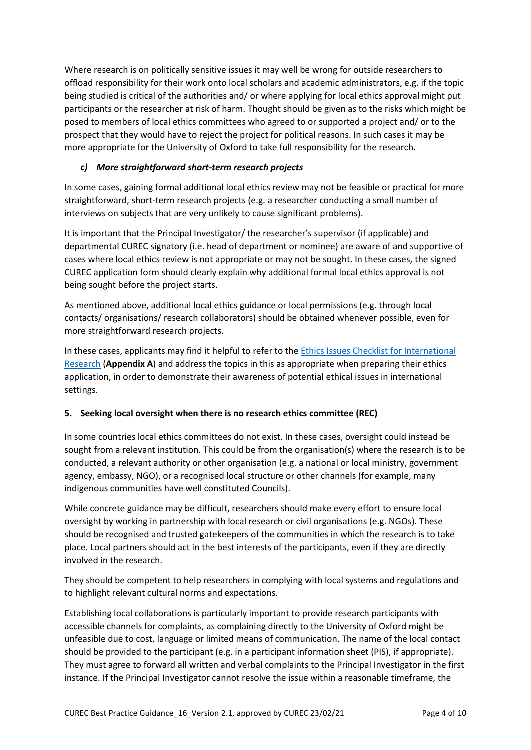Where research is on politically sensitive issues it may well be wrong for outside researchers to offload responsibility for their work onto local scholars and academic administrators, e.g. if the topic being studied is critical of the authorities and/ or where applying for local ethics approval might put participants or the researcher at risk of harm. Thought should be given as to the risks which might be posed to members of local ethics committees who agreed to or supported a project and/ or to the prospect that they would have to reject the project for political reasons. In such cases it may be more appropriate for the University of Oxford to take full responsibility for the research.

### *c) More straightforward short-term research projects*

In some cases, gaining formal additional local ethics review may not be feasible or practical for more straightforward, short-term research projects (e.g. a researcher conducting a small number of interviews on subjects that are very unlikely to cause significant problems).

It is important that the Principal Investigator/ the researcher's supervisor (if applicable) and departmental CUREC signatory (i.e. head of department or nominee) are aware of and supportive of cases where local ethics review is not appropriate or may not be sought. In these cases, the signed CUREC application form should clearly explain why additional formal local ethics approval is not being sought before the project starts.

As mentioned above, additional local ethics guidance or local permissions (e.g. through local contacts/ organisations/ research collaborators) should be obtained whenever possible, even for more straightforward research projects.

In these cases, applicants may find it helpful to refer to the Ethics Issues Checklist for International Research (**Appendix A**) and address the topics in this as appropriate when preparing their ethics application, in order to demonstrate their awareness of potential ethical issues in international settings.

## 5. Seeking local oversight when there is no research ethics committee (REC)

In some countries local ethics committees do not exist. In these cases, oversight could instead be sought from a relevant institution. This could be from the organisation(s) where the research is to be conducted, a relevant authority or other organisation (e.g. a national or local ministry, government agency, embassy, NGO), or a recognised local structure or other channels (for example, many indigenous communities have well constituted Councils).

While concrete guidance may be difficult, researchers should make every effort to ensure local oversight by working in partnership with local research or civil organisations (e.g. NGOs). These should be recognised and trusted gatekeepers of the communities in which the research is to take place. Local partners should act in the best interests of the participants, even if they are directly involved in the research.

They should be competent to help researchers in complying with local systems and regulations and to highlight relevant cultural norms and expectations.

Establishing local collaborations is particularly important to provide research participants with accessible channels for complaints, as complaining directly to the University of Oxford might be unfeasible due to cost, language or limited means of communication. The name of the local contact should be provided to the participant (e.g. in a participant information sheet (PIS), if appropriate). They must agree to forward all written and verbal complaints to the Principal Investigator in the first instance. If the Principal Investigator cannot resolve the issue within a reasonable timeframe, the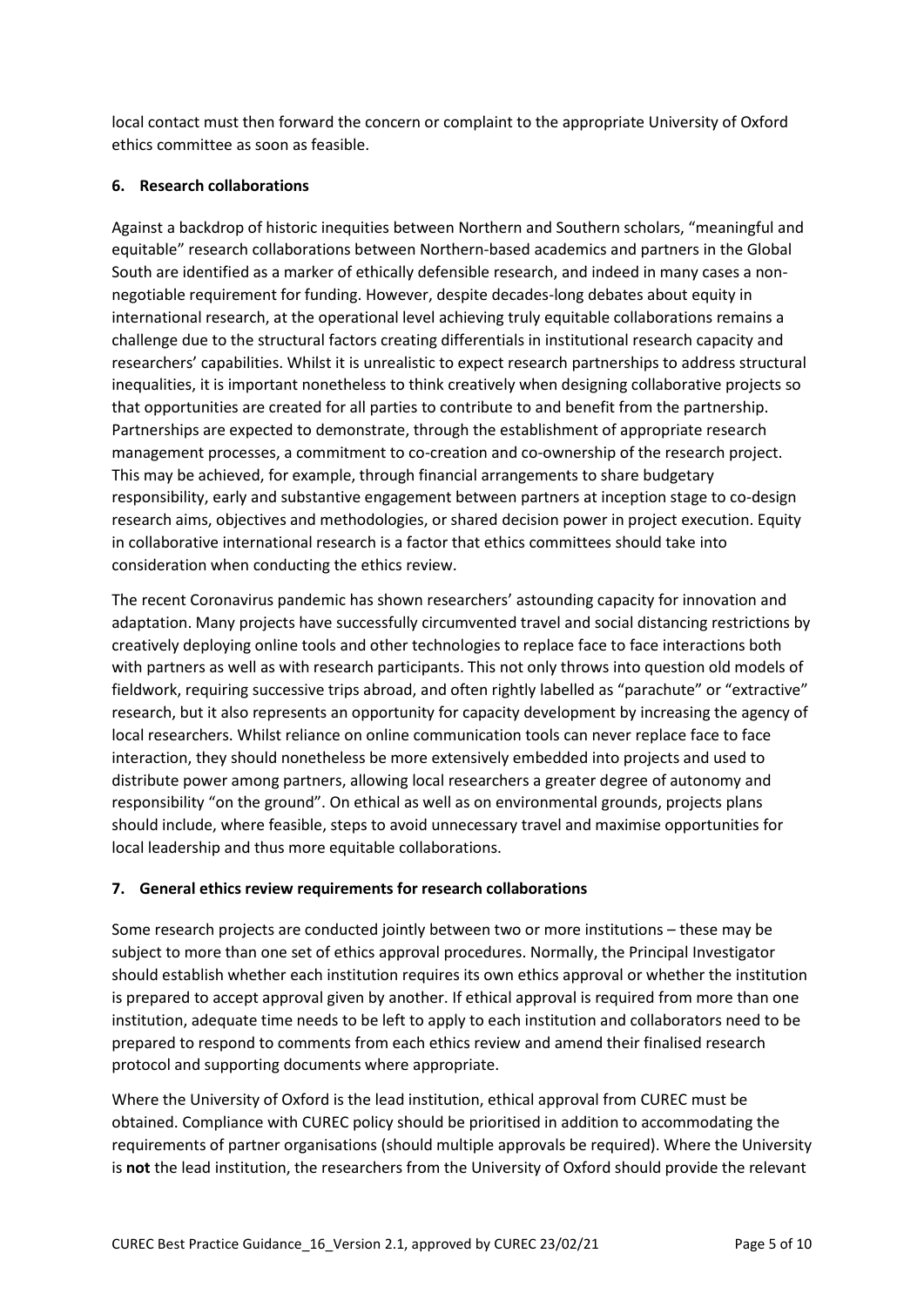local contact must then forward the concern or complaint to the appropriate University of Oxford ethics committee as soon as feasible.

### 6. Research collaborations

Against a backdrop of historic inequities between Northern and Southern scholars, "meaningful and equitable" research collaborations between Northern-based academics and partners in the Global South are identified as a marker of ethically defensible research, and indeed in many cases a non-negotiable requirement for funding. However, despite decades-long debates about equity in international research, at the operational level achieving truly equitable collaborations remains a challenge due to the structural factors creating differentials in institutional research capacity and researchers' capabilities. Whilst it is unrealistic to expect research partnerships to address structural inequalities, it is important nonetheless to think creatively when designing collaborative projects so that opportunities are created for all parties to contribute to and benefit from the partnership. Partnerships are expected to demonstrate, through the establishment of appropriate research management processes, a commitment to co-creation and co-ownership of the research project. This may be achieved, for example, through financial arrangements to share budgetary responsibility, early and substantive engagement between partners at inception stage to co-design research aims, objectives and methodologies, or shared decision power in project execution. Equity in collaborative international research is a factor that ethics committees should take into consideration when conducting the ethics review.

The recent Coronavirus pandemic has shown researchers' astounding capacity for innovation and adaptation. Many projects have successfully circumvented travel and social distancing restrictions by creatively deploying online tools and other technologies to replace face to face interactions both with partners as well as with research participants. This not only throws into question old models of fieldwork, requiring successive trips abroad, and often rightly labelled as "parachute" or "extractive" research, but it also represents an opportunity for capacity development by increasing the agency of local researchers. Whilst reliance on online communication tools can never replace face to face interaction, they should nonetheless be more extensively embedded into projects and used to distribute power among partners, allowing local researchers a greater degree of autonomy and responsibility "on the ground". On ethical as well as on environmental grounds, projects plans should include, where feasible, steps to avoid unnecessary travel and maximise opportunities for local leadership and thus more equitable collaborations.

### 7. General ethics review requirements for research collaborations

Some research projects are conducted jointly between two or more institutions – these may be subject to more than one set of ethics approval procedures. Normally, the Principal Investigator should establish whether each institution requires its own ethics approval or whether the institution is prepared to accept approval given by another. If ethical approval is required from more than one institution, adequate time needs to be left to apply to each institution and collaborators need to be prepared to respond to comments from each ethics review and amend their finalised research protocol and supporting documents where appropriate.

Where the University of Oxford is the lead institution, ethical approval from CUREC must be obtained. Compliance with CUREC policy should be prioritised in addition to accommodating the requirements of partner organisations (should multiple approvals be required). Where the University is **not** the lead institution, the researchers from the University of Oxford should provide the relevant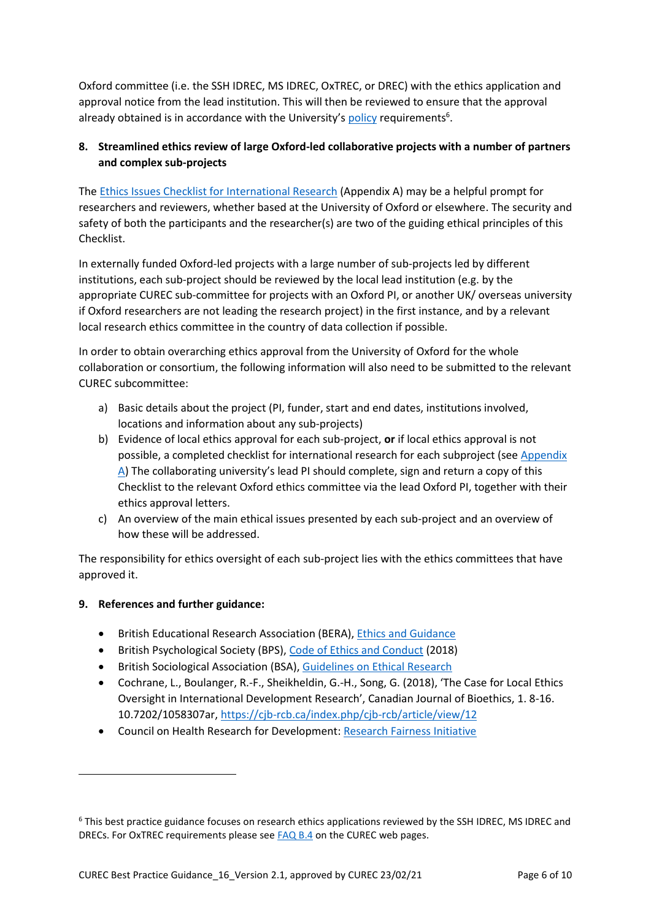Oxford committee (i.e. the SSH IDREC, MS IDREC, OxTREC, or DREC) with the ethics application and approval notice from the lead institution. This will then be reviewed to ensure that the approval already obtained is in accordance with the University's policy requirements[6].

## 8. Streamlined ethics review of large Oxford-led collaborative projects with a number of partners and complex sub-projects

The Ethics Issues Checklist for International Research (Appendix A) may be a helpful prompt for researchers and reviewers, whether based at the University of Oxford or elsewhere. The security and safety of both the participants and the researcher(s) are two of the guiding ethical principles of this Checklist.

In externally funded Oxford-led projects with a large number of sub-projects led by different institutions, each sub-project should be reviewed by the local lead institution (e.g. by the appropriate CUREC sub-committee for projects with an Oxford PI, or another UK/ overseas university if Oxford researchers are not leading the research project) in the first instance, and by a relevant local research ethics committee in the country of data collection if possible.

In order to obtain overarching ethics approval from the University of Oxford for the whole collaboration or consortium, the following information will also need to be submitted to the relevant CUREC subcommittee:

a) Basic details about the project (PI, funder, start and end dates, institutions involved, locations and information about any sub-projects)
b) Evidence of local ethics approval for each sub-project, **or** if local ethics approval is not possible, a completed checklist for international research for each subproject (see Appendix A) The collaborating university's lead PI should complete, sign and return a copy of this Checklist to the relevant Oxford ethics committee via the lead Oxford PI, together with their ethics approval letters.
c) An overview of the main ethical issues presented by each sub-project and an overview of how these will be addressed.

The responsibility for ethics oversight of each sub-project lies with the ethics committees that have approved it.

## 9. References and further guidance:

- British Educational Research Association (BERA), Ethics and Guidance
- British Psychological Society (BPS), Code of Ethics and Conduct (2018)
- British Sociological Association (BSA), Guidelines on Ethical Research
- Cochrane, L., Boulanger, R.-F., Sheikheldin, G.-H., Song, G. (2018), 'The Case for Local Ethics Oversight in International Development Research', Canadian Journal of Bioethics, 1. 8-16. 10.7202/1058307ar, https://cjb-rcb.ca/index.php/cjb-rcb/article/view/12
- Council on Health Research for Development: Research Fairness Initiative

---

[6] This best practice guidance focuses on research ethics applications reviewed by the SSH IDREC, MS IDREC and DRECs. For OxTREC requirements please see FAQ B.4 on the CUREC web pages.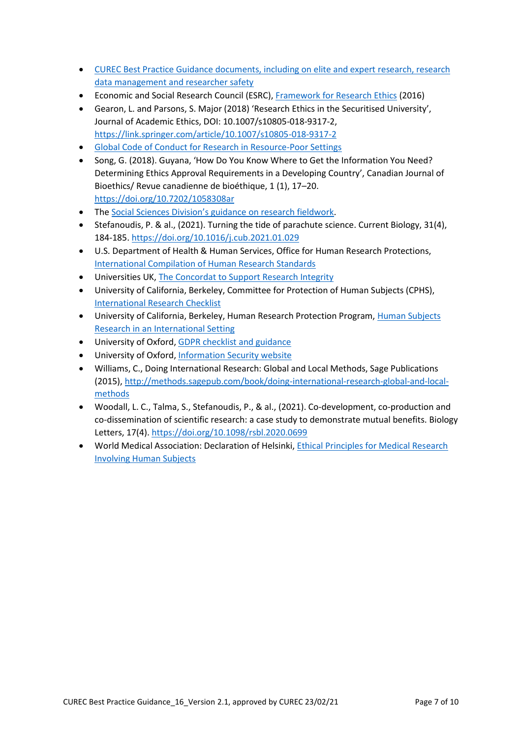- CUREC Best Practice Guidance documents, including on elite and expert research, research data management and researcher safety
- Economic and Social Research Council (ESRC), Framework for Research Ethics (2016)
- Gearon, L. and Parsons, S. Major (2018) 'Research Ethics in the Securitised University', Journal of Academic Ethics, DOI: 10.1007/s10805-018-9317-2, https://link.springer.com/article/10.1007/s10805-018-9317-2
- Global Code of Conduct for Research in Resource-Poor Settings
- Song, G. (2018). Guyana, 'How Do You Know Where to Get the Information You Need? Determining Ethics Approval Requirements in a Developing Country', Canadian Journal of Bioethics/ Revue canadienne de bioéthique, 1 (1), 17–20. https://doi.org/10.7202/1058308ar
- The Social Sciences Division's guidance on research fieldwork.
- Stefanoudis, P. & al., (2021). Turning the tide of parachute science. Current Biology, 31(4), 184-185. https://doi.org/10.1016/j.cub.2021.01.029
- U.S. Department of Health & Human Services, Office for Human Research Protections, International Compilation of Human Research Standards
- Universities UK, The Concordat to Support Research Integrity
- University of California, Berkeley, Committee for Protection of Human Subjects (CPHS), International Research Checklist
- University of California, Berkeley, Human Research Protection Program, Human Subjects Research in an International Setting
- University of Oxford, GDPR checklist and guidance
- University of Oxford, Information Security website
- Williams, C., Doing International Research: Global and Local Methods, Sage Publications (2015), http://methods.sagepub.com/book/doing-international-research-global-and-local-methods
- Woodall, L. C., Talma, S., Stefanoudis, P., & al., (2021). Co-development, co-production and co-dissemination of scientific research: a case study to demonstrate mutual benefits. Biology Letters, 17(4). https://doi.org/10.1098/rsbl.2020.0699
- World Medical Association: Declaration of Helsinki, Ethical Principles for Medical Research Involving Human Subjects

CUREC Best Practice Guidance_16_Version 2.1, approved by CUREC 23/02/21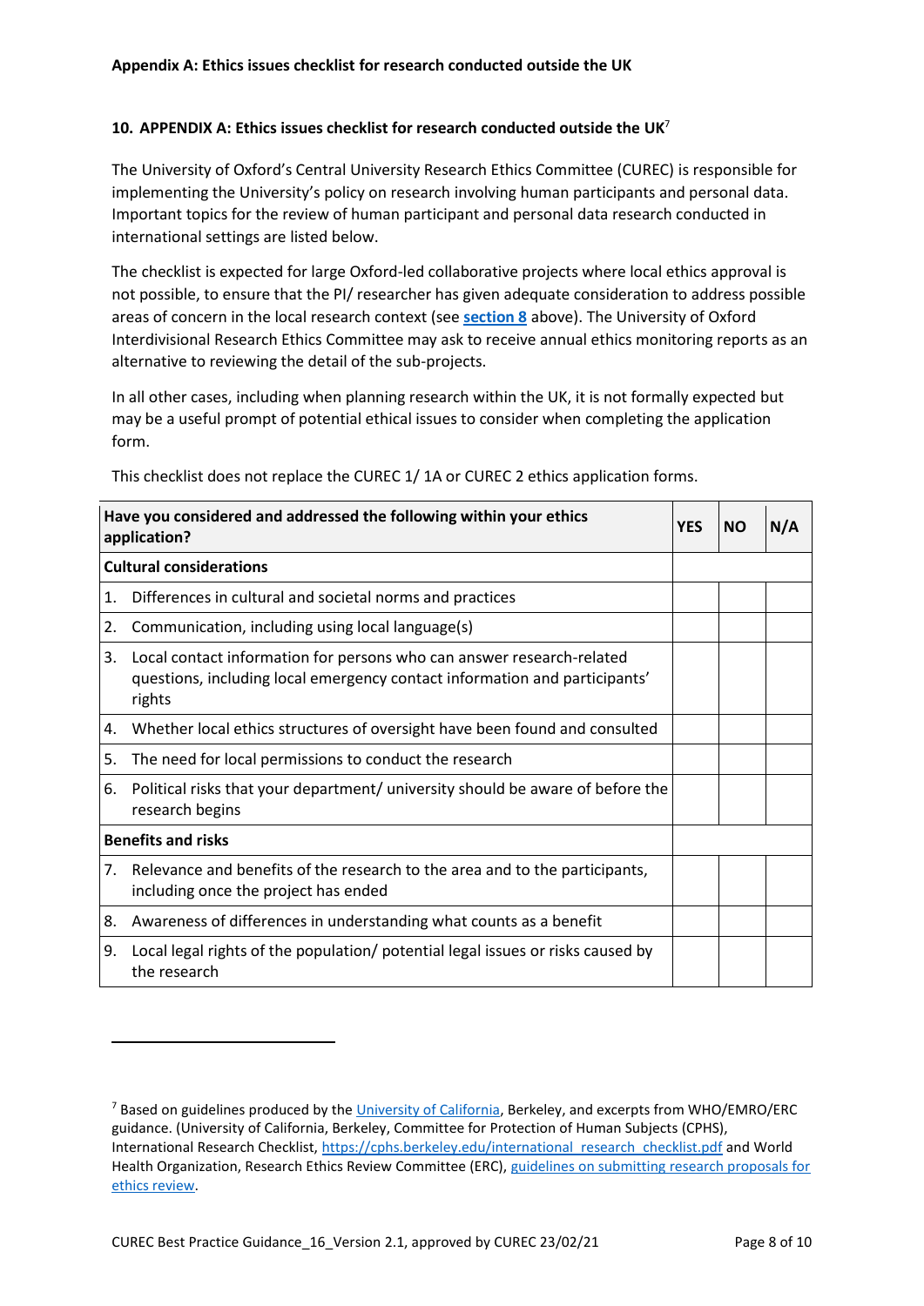## 10. APPENDIX A: Ethics issues checklist for research conducted outside the UK[7]

The University of Oxford's Central University Research Ethics Committee (CUREC) is responsible for implementing the University's policy on research involving human participants and personal data. Important topics for the review of human participant and personal data research conducted in international settings are listed below.

The checklist is expected for large Oxford-led collaborative projects where local ethics approval is not possible, to ensure that the PI/ researcher has given adequate consideration to address possible areas of concern in the local research context (see **section 8** above). The University of Oxford Interdivisional Research Ethics Committee may ask to receive annual ethics monitoring reports as an alternative to reviewing the detail of the sub-projects.

In all other cases, including when planning research within the UK, it is not formally expected but may be a useful prompt of potential ethical issues to consider when completing the application form.

This checklist does not replace the CUREC 1/ 1A or CUREC 2 ethics application forms.

| Have you considered and addressed the following within your ethics application? | YES | NO | N/A |
|---|---|---|---|
| **Cultural considerations** | | | |
| 1. Differences in cultural and societal norms and practices | | | |
| 2. Communication, including using local language(s) | | | |
| 3. Local contact information for persons who can answer research-related questions, including local emergency contact information and participants' rights | | | |
| 4. Whether local ethics structures of oversight have been found and consulted | | | |
| 5. The need for local permissions to conduct the research | | | |
| 6. Political risks that your department/ university should be aware of before the research begins | | | |
| **Benefits and risks** | | | |
| 7. Relevance and benefits of the research to the area and to the participants, including once the project has ended | | | |
| 8. Awareness of differences in understanding what counts as a benefit | | | |
| 9. Local legal rights of the population/ potential legal issues or risks caused by the research | | | |

[7] Based on guidelines produced by the University of California, Berkeley, and excerpts from WHO/EMRO/ERC guidance. (University of California, Berkeley, Committee for Protection of Human Subjects (CPHS), International Research Checklist, https://cphs.berkeley.edu/international_research_checklist.pdf and World Health Organization, Research Ethics Review Committee (ERC), guidelines on submitting research proposals for ethics review.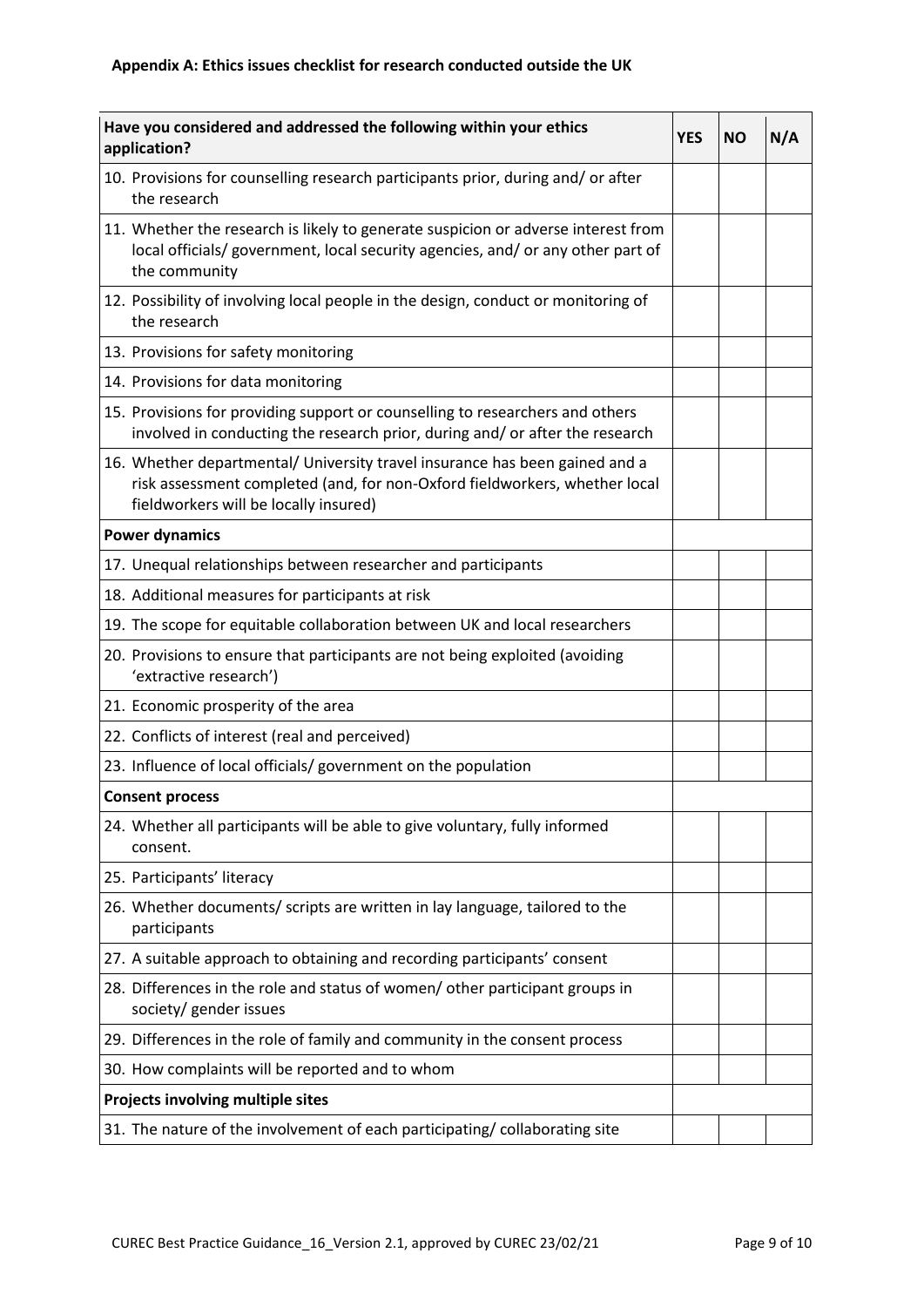**Appendix A: Ethics issues checklist for research conducted outside the UK**

| Have you considered and addressed the following within your ethics application? | YES | NO | N/A |
| --- | --- | --- | --- |
| 10. Provisions for counselling research participants prior, during and/ or after the research | | | |
| 11. Whether the research is likely to generate suspicion or adverse interest from local officials/ government, local security agencies, and/ or any other part of the community | | | |
| 12. Possibility of involving local people in the design, conduct or monitoring of the research | | | |
| 13. Provisions for safety monitoring | | | |
| 14. Provisions for data monitoring | | | |
| 15. Provisions for providing support or counselling to researchers and others involved in conducting the research prior, during and/ or after the research | | | |
| 16. Whether departmental/ University travel insurance has been gained and a risk assessment completed (and, for non-Oxford fieldworkers, whether local fieldworkers will be locally insured) | | | |
| **Power dynamics** | | | |
| 17. Unequal relationships between researcher and participants | | | |
| 18. Additional measures for participants at risk | | | |
| 19. The scope for equitable collaboration between UK and local researchers | | | |
| 20. Provisions to ensure that participants are not being exploited (avoiding 'extractive research') | | | |
| 21. Economic prosperity of the area | | | |
| 22. Conflicts of interest (real and perceived) | | | |
| 23. Influence of local officials/ government on the population | | | |
| **Consent process** | | | |
| 24. Whether all participants will be able to give voluntary, fully informed consent. | | | |
| 25. Participants' literacy | | | |
| 26. Whether documents/ scripts are written in lay language, tailored to the participants | | | |
| 27. A suitable approach to obtaining and recording participants' consent | | | |
| 28. Differences in the role and status of women/ other participant groups in society/ gender issues | | | |
| 29. Differences in the role of family and community in the consent process | | | |
| 30. How complaints will be reported and to whom | | | |
| **Projects involving multiple sites** | | | |
| 31. The nature of the involvement of each participating/ collaborating site | | | |

CUREC Best Practice Guidance_16_Version 2.1, approved by CUREC 23/02/21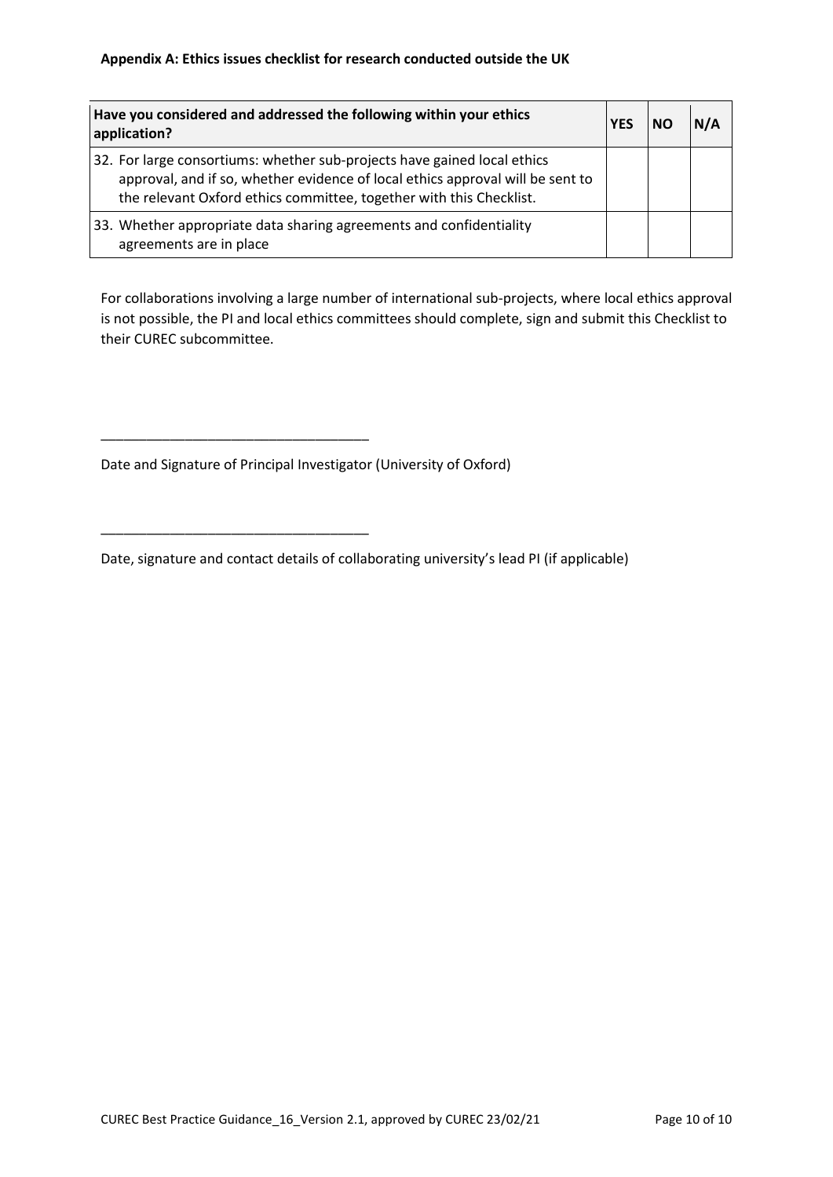**Appendix A: Ethics issues checklist for research conducted outside the UK**

| Have you considered and addressed the following within your ethics application? | YES | NO | N/A |
|---|---|---|---|
| 32. For large consortiums: whether sub-projects have gained local ethics approval, and if so, whether evidence of local ethics approval will be sent to the relevant Oxford ethics committee, together with this Checklist. | | | |
| 33. Whether appropriate data sharing agreements and confidentiality agreements are in place | | | |

For collaborations involving a large number of international sub-projects, where local ethics approval is not possible, the PI and local ethics committees should complete, sign and submit this Checklist to their CUREC subcommittee.

___________________________________

Date and Signature of Principal Investigator (University of Oxford)

___________________________________

Date, signature and contact details of collaborating university's lead PI (if applicable)